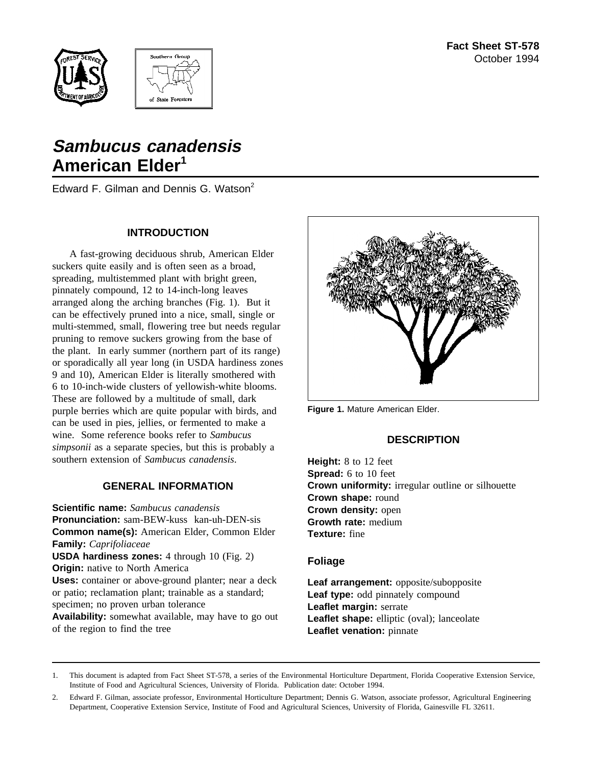Fact Sheet ST-578
October 1994

# *Sambucus canadensis*
# American Elder[1]

Edward F. Gilman and Dennis G. Watson[2]

## INTRODUCTION

A fast-growing deciduous shrub, American Elder suckers quite easily and is often seen as a broad, spreading, multistemmed plant with bright green, pinnately compound, 12 to 14-inch-long leaves arranged along the arching branches (Fig. 1). But it can be effectively pruned into a nice, small, single or multi-stemmed, small, flowering tree but needs regular pruning to remove suckers growing from the base of the plant. In early summer (northern part of its range) or sporadically all year long (in USDA hardiness zones 9 and 10), American Elder is literally smothered with 6 to 10-inch-wide clusters of yellowish-white blooms. These are followed by a multitude of small, dark purple berries which are quite popular with birds, and can be used in pies, jellies, or fermented to make a wine. Some reference books refer to *Sambucus simpsonii* as a separate species, but this is probably a southern extension of *Sambucus canadensis*.

## GENERAL INFORMATION

**Scientific name:** *Sambucus canadensis*
**Pronunciation:** sam-BEW-kuss kan-uh-DEN-sis
**Common name(s):** American Elder, Common Elder
**Family:** *Caprifoliaceae*
**USDA hardiness zones:** 4 through 10 (Fig. 2)
**Origin:** native to North America
**Uses:** container or above-ground planter; near a deck or patio; reclamation plant; trainable as a standard; specimen; no proven urban tolerance
**Availability:** somewhat available, may have to go out of the region to find the tree

**Figure 1.** Mature American Elder.

## DESCRIPTION

**Height:** 8 to 12 feet
**Spread:** 6 to 10 feet
**Crown uniformity:** irregular outline or silhouette
**Crown shape:** round
**Crown density:** open
**Growth rate:** medium
**Texture:** fine

### Foliage

**Leaf arrangement:** opposite/subopposite
**Leaf type:** odd pinnately compound
**Leaflet margin:** serrate
**Leaflet shape:** elliptic (oval); lanceolate
**Leaflet venation:** pinnate

---

1. This document is adapted from Fact Sheet ST-578, a series of the Environmental Horticulture Department, Florida Cooperative Extension Service, Institute of Food and Agricultural Sciences, University of Florida. Publication date: October 1994.

2. Edward F. Gilman, associate professor, Environmental Horticulture Department; Dennis G. Watson, associate professor, Agricultural Engineering Department, Cooperative Extension Service, Institute of Food and Agricultural Sciences, University of Florida, Gainesville FL 32611.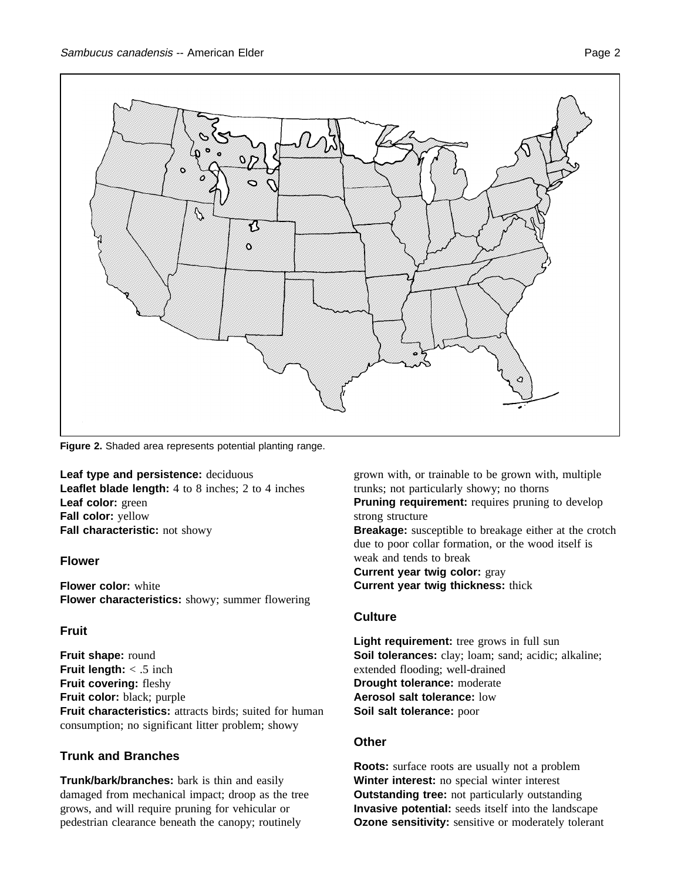**Figure 2.** Shaded area represents potential planting range.

**Leaf type and persistence:** deciduous
**Leaflet blade length:** 4 to 8 inches; 2 to 4 inches
**Leaf color:** green
**Fall color:** yellow
**Fall characteristic:** not showy

## Flower

**Flower color:** white
**Flower characteristics:** showy; summer flowering

## Fruit

**Fruit shape:** round
**Fruit length:** < .5 inch
**Fruit covering:** fleshy
**Fruit color:** black; purple
**Fruit characteristics:** attracts birds; suited for human consumption; no significant litter problem; showy

## Trunk and Branches

**Trunk/bark/branches:** bark is thin and easily damaged from mechanical impact; droop as the tree grows, and will require pruning for vehicular or pedestrian clearance beneath the canopy; routinely grown with, or trainable to be grown with, multiple trunks; not particularly showy; no thorns
**Pruning requirement:** requires pruning to develop strong structure
**Breakage:** susceptible to breakage either at the crotch due to poor collar formation, or the wood itself is weak and tends to break
**Current year twig color:** gray
**Current year twig thickness:** thick

## Culture

**Light requirement:** tree grows in full sun
**Soil tolerances:** clay; loam; sand; acidic; alkaline; extended flooding; well-drained
**Drought tolerance:** moderate
**Aerosol salt tolerance:** low
**Soil salt tolerance:** poor

## Other

**Roots:** surface roots are usually not a problem
**Winter interest:** no special winter interest
**Outstanding tree:** not particularly outstanding
**Invasive potential:** seeds itself into the landscape
**Ozone sensitivity:** sensitive or moderately tolerant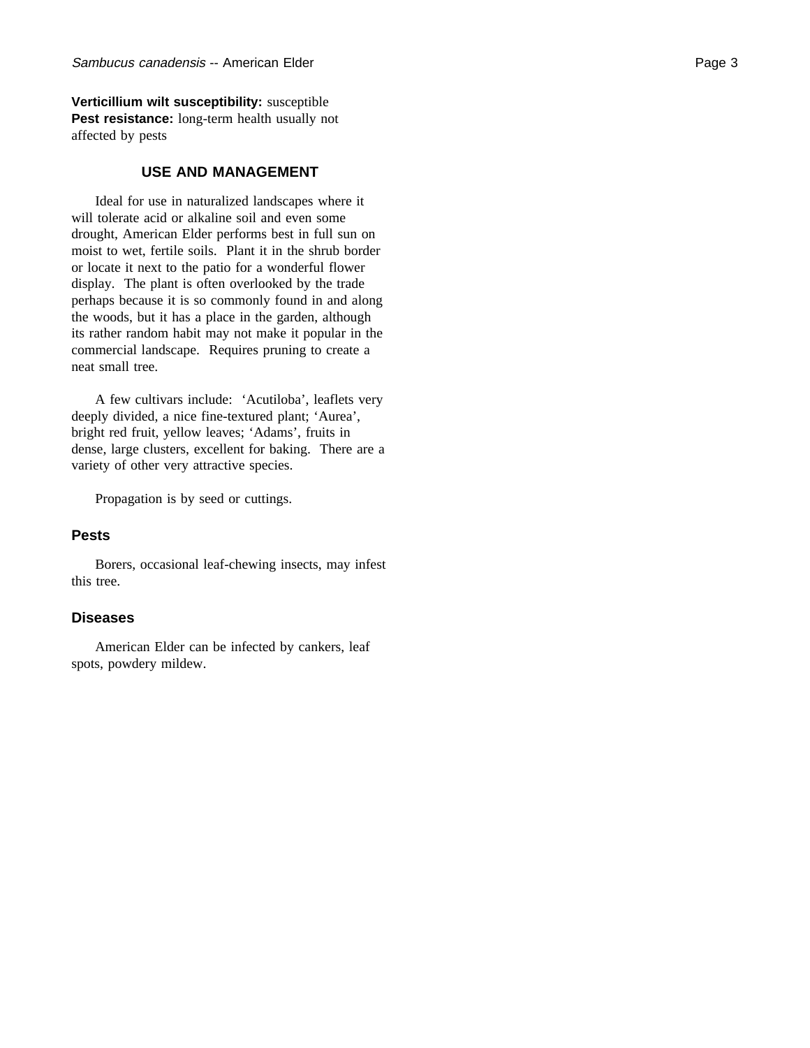**Verticillium wilt susceptibility:** susceptible
**Pest resistance:** long-term health usually not affected by pests

## USE AND MANAGEMENT

Ideal for use in naturalized landscapes where it will tolerate acid or alkaline soil and even some drought, American Elder performs best in full sun on moist to wet, fertile soils. Plant it in the shrub border or locate it next to the patio for a wonderful flower display. The plant is often overlooked by the trade perhaps because it is so commonly found in and along the woods, but it has a place in the garden, although its rather random habit may not make it popular in the commercial landscape. Requires pruning to create a neat small tree.

A few cultivars include: 'Acutiloba', leaflets very deeply divided, a nice fine-textured plant; 'Aurea', bright red fruit, yellow leaves; 'Adams', fruits in dense, large clusters, excellent for baking. There are a variety of other very attractive species.

Propagation is by seed or cuttings.

### Pests

Borers, occasional leaf-chewing insects, may infest this tree.

### Diseases

American Elder can be infected by cankers, leaf spots, powdery mildew.